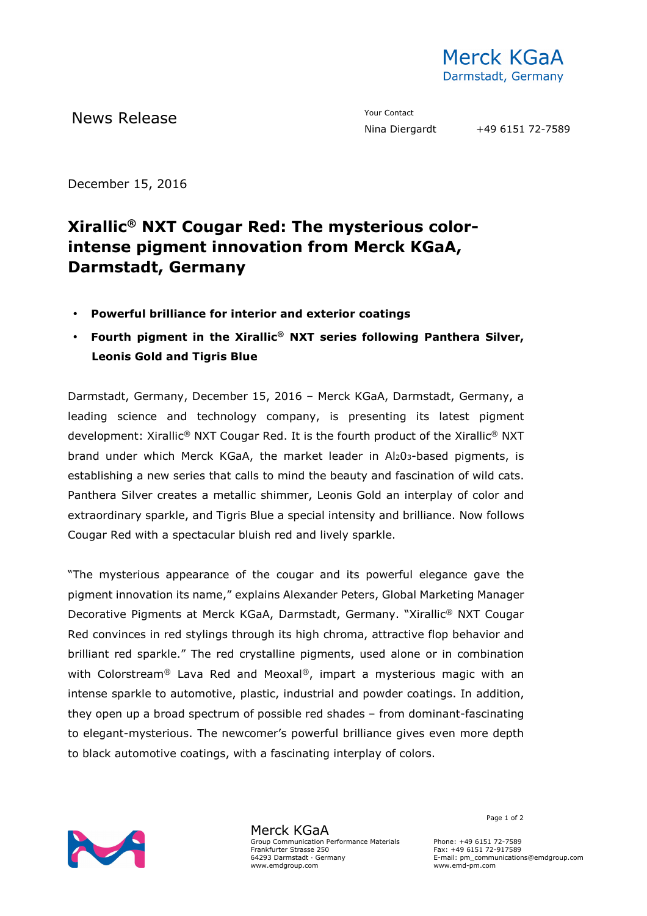Merck KGaA
Darmstadt, Germany

News Release

Your Contact
Nina Diergardt +49 6151 72-7589

December 15, 2016

# Xirallic® NXT Cougar Red: The mysterious color-intense pigment innovation from Merck KGaA, Darmstadt, Germany

- **Powerful brilliance for interior and exterior coatings**
- **Fourth pigment in the Xirallic® NXT series following Panthera Silver, Leonis Gold and Tigris Blue**

Darmstadt, Germany, December 15, 2016 – Merck KGaA, Darmstadt, Germany, a leading science and technology company, is presenting its latest pigment development: Xirallic® NXT Cougar Red. It is the fourth product of the Xirallic® NXT brand under which Merck KGaA, the market leader in $Al_2O_3$-based pigments, is establishing a new series that calls to mind the beauty and fascination of wild cats. Panthera Silver creates a metallic shimmer, Leonis Gold an interplay of color and extraordinary sparkle, and Tigris Blue a special intensity and brilliance. Now follows Cougar Red with a spectacular bluish red and lively sparkle.

"The mysterious appearance of the cougar and its powerful elegance gave the pigment innovation its name," explains Alexander Peters, Global Marketing Manager Decorative Pigments at Merck KGaA, Darmstadt, Germany. "Xirallic® NXT Cougar Red convinces in red stylings through its high chroma, attractive flop behavior and brilliant red sparkle." The red crystalline pigments, used alone or in combination with Colorstream® Lava Red and Meoxal®, impart a mysterious magic with an intense sparkle to automotive, plastic, industrial and powder coatings. In addition, they open up a broad spectrum of possible red shades – from dominant-fascinating to elegant-mysterious. The newcomer's powerful brilliance gives even more depth to black automotive coatings, with a fascinating interplay of colors.

Merck KGaA
Group Communication Performance Materials
Frankfurter Strasse 250
64293 Darmstadt · Germany
www.emdgroup.com

Phone: +49 6151 72-7589
Fax: +49 6151 72-917589
E-mail: pm_communications@emdgroup.com
www.emd-pm.com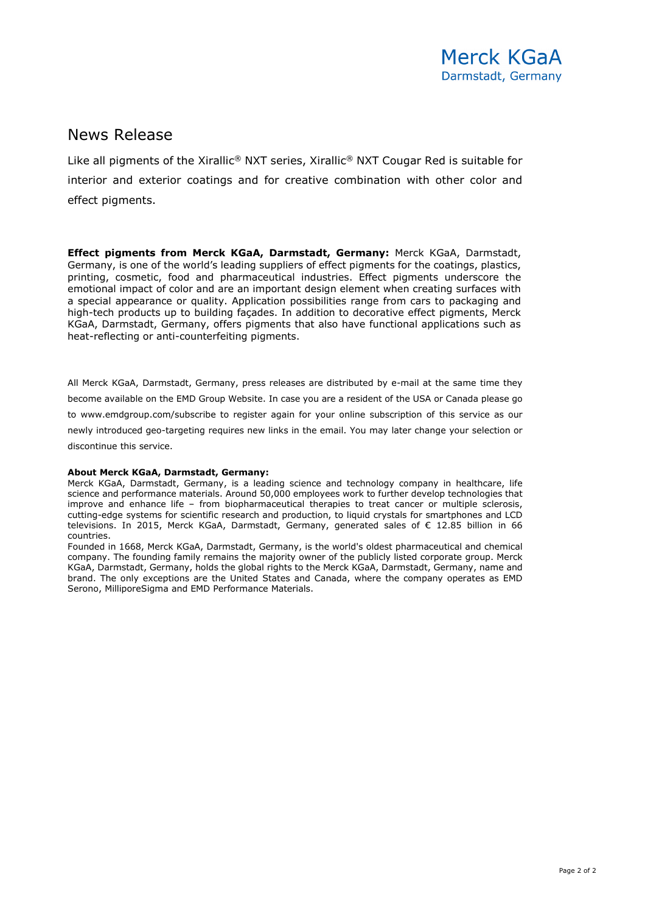Merck KGaA
Darmstadt, Germany

# News Release

Like all pigments of the Xirallic® NXT series, Xirallic® NXT Cougar Red is suitable for interior and exterior coatings and for creative combination with other color and effect pigments.

**Effect pigments from Merck KGaA, Darmstadt, Germany:** Merck KGaA, Darmstadt, Germany, is one of the world's leading suppliers of effect pigments for the coatings, plastics, printing, cosmetic, food and pharmaceutical industries. Effect pigments underscore the emotional impact of color and are an important design element when creating surfaces with a special appearance or quality. Application possibilities range from cars to packaging and high-tech products up to building façades. In addition to decorative effect pigments, Merck KGaA, Darmstadt, Germany, offers pigments that also have functional applications such as heat-reflecting or anti-counterfeiting pigments.

All Merck KGaA, Darmstadt, Germany, press releases are distributed by e-mail at the same time they become available on the EMD Group Website. In case you are a resident of the USA or Canada please go to www.emdgroup.com/subscribe to register again for your online subscription of this service as our newly introduced geo-targeting requires new links in the email. You may later change your selection or discontinue this service.

**About Merck KGaA, Darmstadt, Germany:**
Merck KGaA, Darmstadt, Germany, is a leading science and technology company in healthcare, life science and performance materials. Around 50,000 employees work to further develop technologies that improve and enhance life – from biopharmaceutical therapies to treat cancer or multiple sclerosis, cutting-edge systems for scientific research and production, to liquid crystals for smartphones and LCD televisions. In 2015, Merck KGaA, Darmstadt, Germany, generated sales of € 12.85 billion in 66 countries.
Founded in 1668, Merck KGaA, Darmstadt, Germany, is the world's oldest pharmaceutical and chemical company. The founding family remains the majority owner of the publicly listed corporate group. Merck KGaA, Darmstadt, Germany, holds the global rights to the Merck KGaA, Darmstadt, Germany, name and brand. The only exceptions are the United States and Canada, where the company operates as EMD Serono, MilliporeSigma and EMD Performance Materials.